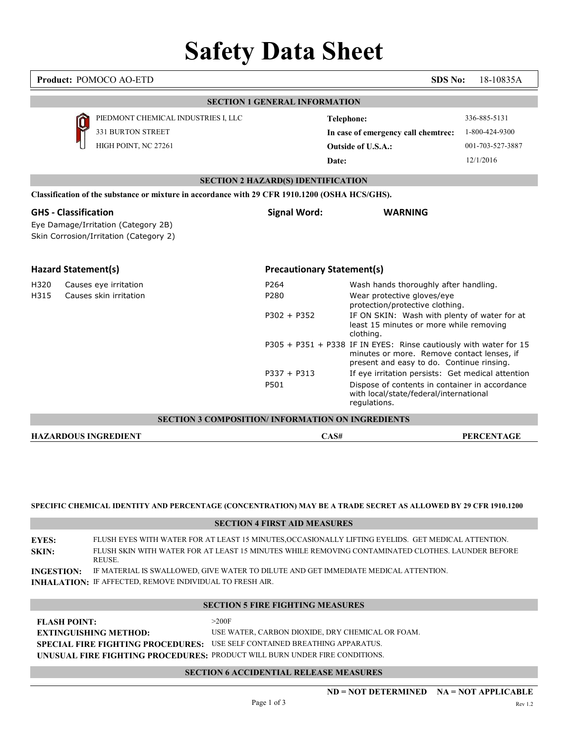# Safety Data Sheet

**Product:** POMOCO AO-ETD **SDS No:** 18-10835A

## SECTION 1 GENERAL INFORMATION

PIEDMONT CHEMICAL INDUSTRIES I, LLC
331 BURTON STREET
HIGH POINT, NC 27261

| | |
|---|---|
| **Telephone:** | 336-885-5131 |
| **In case of emergency call chemtrec:** | 1-800-424-9300 |
| **Outside of U.S.A.:** | 001-703-527-3887 |
| **Date:** | 12/1/2016 |

## SECTION 2 HAZARD(S) IDENTIFICATION

**Classification of the substance or mixture in accordance with 29 CFR 1910.1200 (OSHA HCS/GHS).**

### GHS - Classification

Eye Damage/Irritation (Category 2B)
Skin Corrosion/Irritation (Category 2)

**Signal Word:** **WARNING**

### Hazard Statement(s)

| | |
|---|---|
| H320 | Causes eye irritation |
| H315 | Causes skin irritation |

### Precautionary Statement(s)

| | |
|---|---|
| P264 | Wash hands thoroughly after handling. |
| P280 | Wear protective gloves/eye protection/protective clothing. |
| P302 + P352 | IF ON SKIN: Wash with plenty of water for at least 15 minutes or more while removing clothing. |
| P305 + P351 + P338 | IF IN EYES: Rinse cautiously with water for 15 minutes or more. Remove contact lenses, if present and easy to do. Continue rinsing. |
| P337 + P313 | If eye irritation persists: Get medical attention |
| P501 | Dispose of contents in container in accordance with local/state/federal/international regulations. |

## SECTION 3 COMPOSITION/ INFORMATION ON INGREDIENTS

| HAZARDOUS INGREDIENT | CAS# | PERCENTAGE |
|---|---|---|

**SPECIFIC CHEMICAL IDENTITY AND PERCENTAGE (CONCENTRATION) MAY BE A TRADE SECRET AS ALLOWED BY 29 CFR 1910.1200**

## SECTION 4 FIRST AID MEASURES

**EYES:** FLUSH EYES WITH WATER FOR AT LEAST 15 MINUTES,OCCASIONALLY LIFTING EYELIDS. GET MEDICAL ATTENTION.

**SKIN:** FLUSH SKIN WITH WATER FOR AT LEAST 15 MINUTES WHILE REMOVING CONTAMINATED CLOTHES. LAUNDER BEFORE REUSE.

**INGESTION:** IF MATERIAL IS SWALLOWED, GIVE WATER TO DILUTE AND GET IMMEDIATE MEDICAL ATTENTION.

**INHALATION:** IF AFFECTED, REMOVE INDIVIDUAL TO FRESH AIR.

## SECTION 5 FIRE FIGHTING MEASURES

| | |
|---|---|
| **FLASH POINT:** | >200F |
| **EXTINGUISHING METHOD:** | USE WATER, CARBON DIOXIDE, DRY CHEMICAL OR FOAM. |
| **SPECIAL FIRE FIGHTING PROCEDURES:** | USE SELF CONTAINED BREATHING APPARATUS. |
| **UNUSUAL FIRE FIGHTING PROCEDURES:** | PRODUCT WILL BURN UNDER FIRE CONDITIONS. |

## SECTION 6 ACCIDENTIAL RELEASE MEASURES

**ND = NOT DETERMINED NA = NOT APPLICABLE**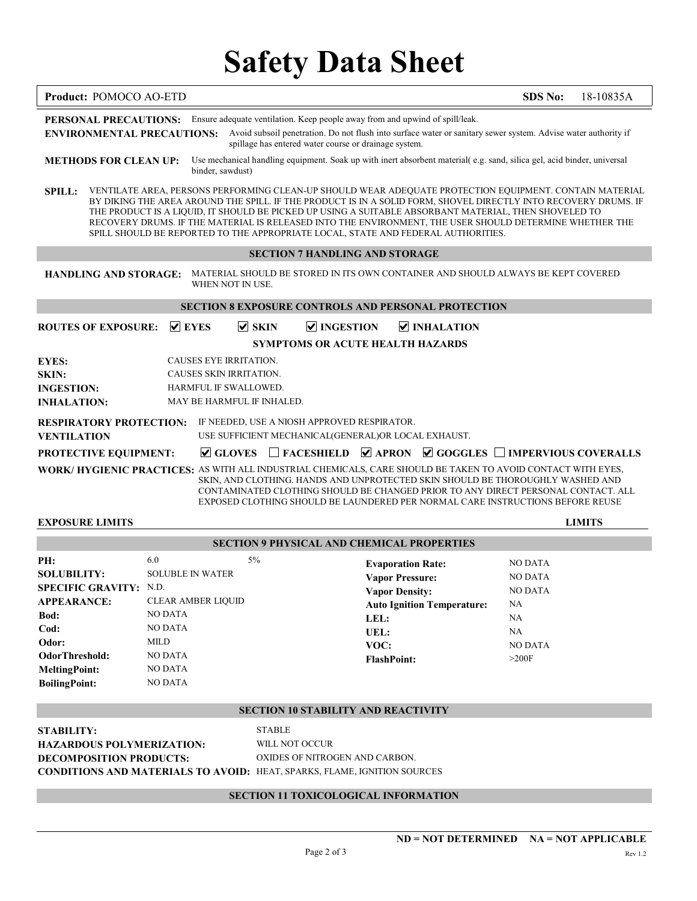# Safety Data Sheet

**Product:** POMOCO AO-ETD **SDS No:** 18-10835A

**PERSONAL PRECAUTIONS:** Ensure adequate ventilation. Keep people away from and upwind of spill/leak.

**ENVIRONMENTAL PRECAUTIONS:** Avoid subsoil penetration. Do not flush into surface water or sanitary sewer system. Advise water authority if spillage has entered water course or drainage system.

**METHODS FOR CLEAN UP:** Use mechanical handling equipment. Soak up with inert absorbent material( e.g. sand, silica gel, acid binder, universal binder, sawdust)

**SPILL:** VENTILATE AREA, PERSONS PERFORMING CLEAN-UP SHOULD WEAR ADEQUATE PROTECTION EQUIPMENT. CONTAIN MATERIAL BY DIKING THE AREA AROUND THE SPILL. IF THE PRODUCT IS IN A SOLID FORM, SHOVEL DIRECTLY INTO RECOVERY DRUMS. IF THE PRODUCT IS A LIQUID, IT SHOULD BE PICKED UP USING A SUITABLE ABSORBANT MATERIAL, THEN SHOVELED TO RECOVERY DRUMS. IF THE MATERIAL IS RELEASED INTO THE ENVIRONMENT, THE USER SHOULD DETERMINE WHETHER THE SPILL SHOULD BE REPORTED TO THE APPROPRIATE LOCAL, STATE AND FEDERAL AUTHORITIES.

## SECTION 7 HANDLING AND STORAGE

**HANDLING AND STORAGE:** MATERIAL SHOULD BE STORED IN ITS OWN CONTAINER AND SHOULD ALWAYS BE KEPT COVERED WHEN NOT IN USE.

## SECTION 8 EXPOSURE CONTROLS AND PERSONAL PROTECTION

**ROUTES OF EXPOSURE:** ☑ EYES ☑ SKIN ☑ INGESTION ☑ INHALATION

### SYMPTOMS OR ACUTE HEALTH HAZARDS

**EYES:** CAUSES EYE IRRITATION.
**SKIN:** CAUSES SKIN IRRITATION.
**INGESTION:** HARMFUL IF SWALLOWED.
**INHALATION:** MAY BE HARMFUL IF INHALED.

**RESPIRATORY PROTECTION:** IF NEEDED, USE A NIOSH APPROVED RESPIRATOR.
**VENTILATION** USE SUFFICIENT MECHANICAL(GENERAL)OR LOCAL EXHAUST.

**PROTECTIVE EQUIPMENT:** ☑ GLOVES ☐ FACESHIELD ☑ APRON ☑ GOGGLES ☐ IMPERVIOUS COVERALLS

**WORK/ HYGIENIC PRACTICES:** AS WITH ALL INDUSTRIAL CHEMICALS, CARE SHOULD BE TAKEN TO AVOID CONTACT WITH EYES, SKIN, AND CLOTHING. HANDS AND UNPROTECTED SKIN SHOULD BE THOROUGHLY WASHED AND CONTAMINATED CLOTHING SHOULD BE CHANGED PRIOR TO ANY DIRECT PERSONAL CONTACT. ALL EXPOSED CLOTHING SHOULD BE LAUNDERED PER NORMAL CARE INSTRUCTIONS BEFORE REUSE

| EXPOSURE LIMITS | LIMITS |
|---|---|

## SECTION 9 PHYSICAL AND CHEMICAL PROPERTIES

| | | |
|---|---|---|
| **PH:** | 6.0 | 5% |
| **SOLUBILITY:** | SOLUBLE IN WATER | |
| **SPECIFIC GRAVITY:** | N.D. | |
| **APPEARANCE:** | CLEAR AMBER LIQUID | |
| **Bod:** | NO DATA | |
| **Cod:** | NO DATA | |
| **Odor:** | MILD | |
| **OdorThreshold:** | NO DATA | |
| **MeltingPoint:** | NO DATA | |
| **BoilingPoint:** | NO DATA | |

| | |
|---|---|
| **Evaporation Rate:** | NO DATA |
| **Vapor Pressure:** | NO DATA |
| **Vapor Density:** | NO DATA |
| **Auto Ignition Temperature:** | NA |
| **LEL:** | NA |
| **UEL:** | NA |
| **VOC:** | NO DATA |
| **FlashPoint:** | >200F |

## SECTION 10 STABILITY AND REACTIVITY

**STABILITY:** STABLE
**HAZARDOUS POLYMERIZATION:** WILL NOT OCCUR
**DECOMPOSITION PRODUCTS:** OXIDES OF NITROGEN AND CARBON.
**CONDITIONS AND MATERIALS TO AVOID:** HEAT, SPARKS, FLAME, IGNITION SOURCES

## SECTION 11 TOXICOLOGICAL INFORMATION

**ND = NOT DETERMINED  NA = NOT APPLICABLE**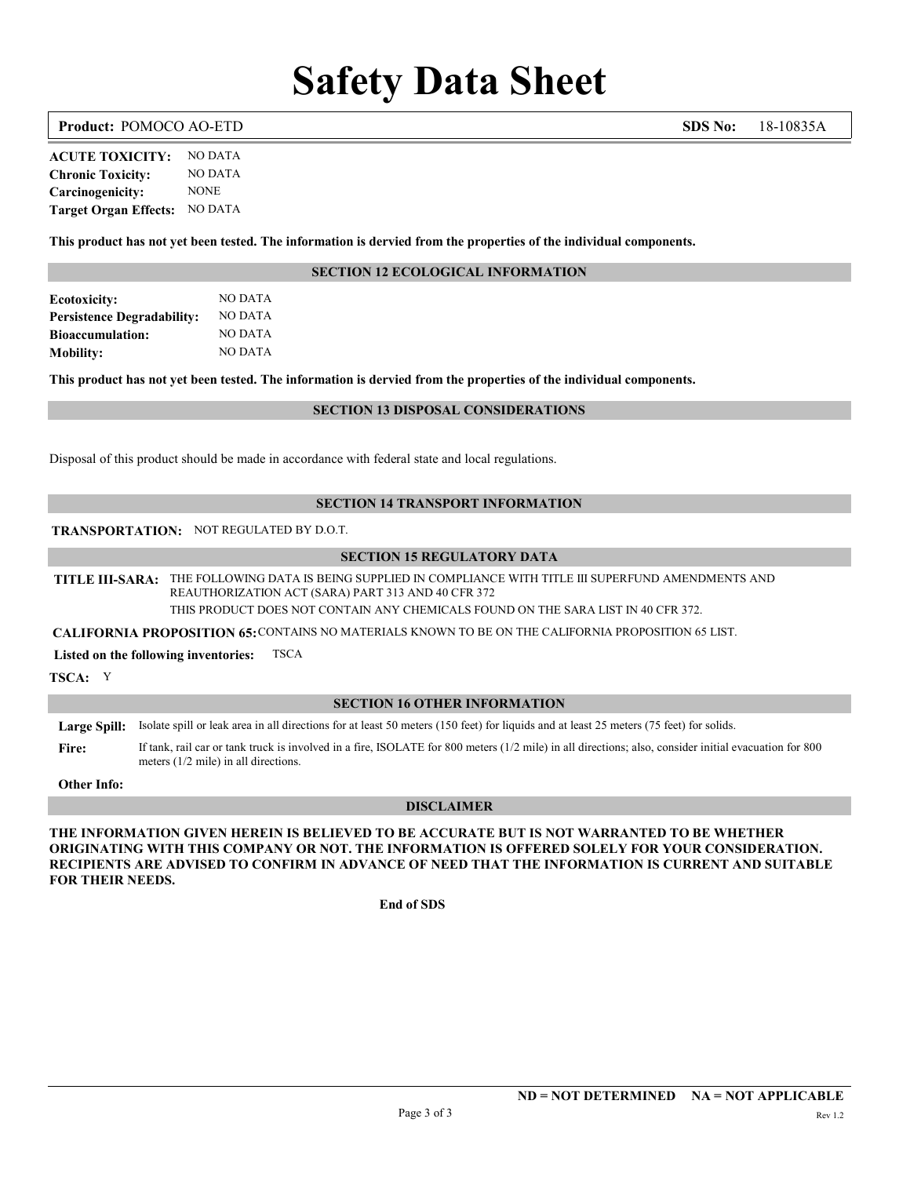# Safety Data Sheet

**Product:** POMOCO AO-ETD **SDS No:** 18-10835A

**ACUTE TOXICITY:** NO DATA
**Chronic Toxicity:** NO DATA
**Carcinogenicity:** NONE
**Target Organ Effects:** NO DATA

**This product has not yet been tested. The information is dervied from the properties of the individual components.**

## SECTION 12 ECOLOGICAL INFORMATION

**Ecotoxicity:** NO DATA
**Persistence Degradability:** NO DATA
**Bioaccumulation:** NO DATA
**Mobility:** NO DATA

**This product has not yet been tested. The information is dervied from the properties of the individual components.**

## SECTION 13 DISPOSAL CONSIDERATIONS

Disposal of this product should be made in accordance with federal state and local regulations.

## SECTION 14 TRANSPORT INFORMATION

**TRANSPORTATION:** NOT REGULATED BY D.O.T.

## SECTION 15 REGULATORY DATA

**TITLE III-SARA:** THE FOLLOWING DATA IS BEING SUPPLIED IN COMPLIANCE WITH TITLE III SUPERFUND AMENDMENTS AND REAUTHORIZATION ACT (SARA) PART 313 AND 40 CFR 372
THIS PRODUCT DOES NOT CONTAIN ANY CHEMICALS FOUND ON THE SARA LIST IN 40 CFR 372.

**CALIFORNIA PROPOSITION 65:** CONTAINS NO MATERIALS KNOWN TO BE ON THE CALIFORNIA PROPOSITION 65 LIST.

**Listed on the following inventories:** TSCA

**TSCA:** Y

## SECTION 16 OTHER INFORMATION

**Large Spill:** Isolate spill or leak area in all directions for at least 50 meters (150 feet) for liquids and at least 25 meters (75 feet) for solids.

**Fire:** If tank, rail car or tank truck is involved in a fire, ISOLATE for 800 meters (1/2 mile) in all directions; also, consider initial evacuation for 800 meters (1/2 mile) in all directions.

**Other Info:**

## DISCLAIMER

**THE INFORMATION GIVEN HEREIN IS BELIEVED TO BE ACCURATE BUT IS NOT WARRANTED TO BE WHETHER ORIGINATING WITH THIS COMPANY OR NOT. THE INFORMATION IS OFFERED SOLELY FOR YOUR CONSIDERATION. RECIPIENTS ARE ADVISED TO CONFIRM IN ADVANCE OF NEED THAT THE INFORMATION IS CURRENT AND SUITABLE FOR THEIR NEEDS.**

**End of SDS**

**ND = NOT DETERMINED NA = NOT APPLICABLE**

Rev 1.2